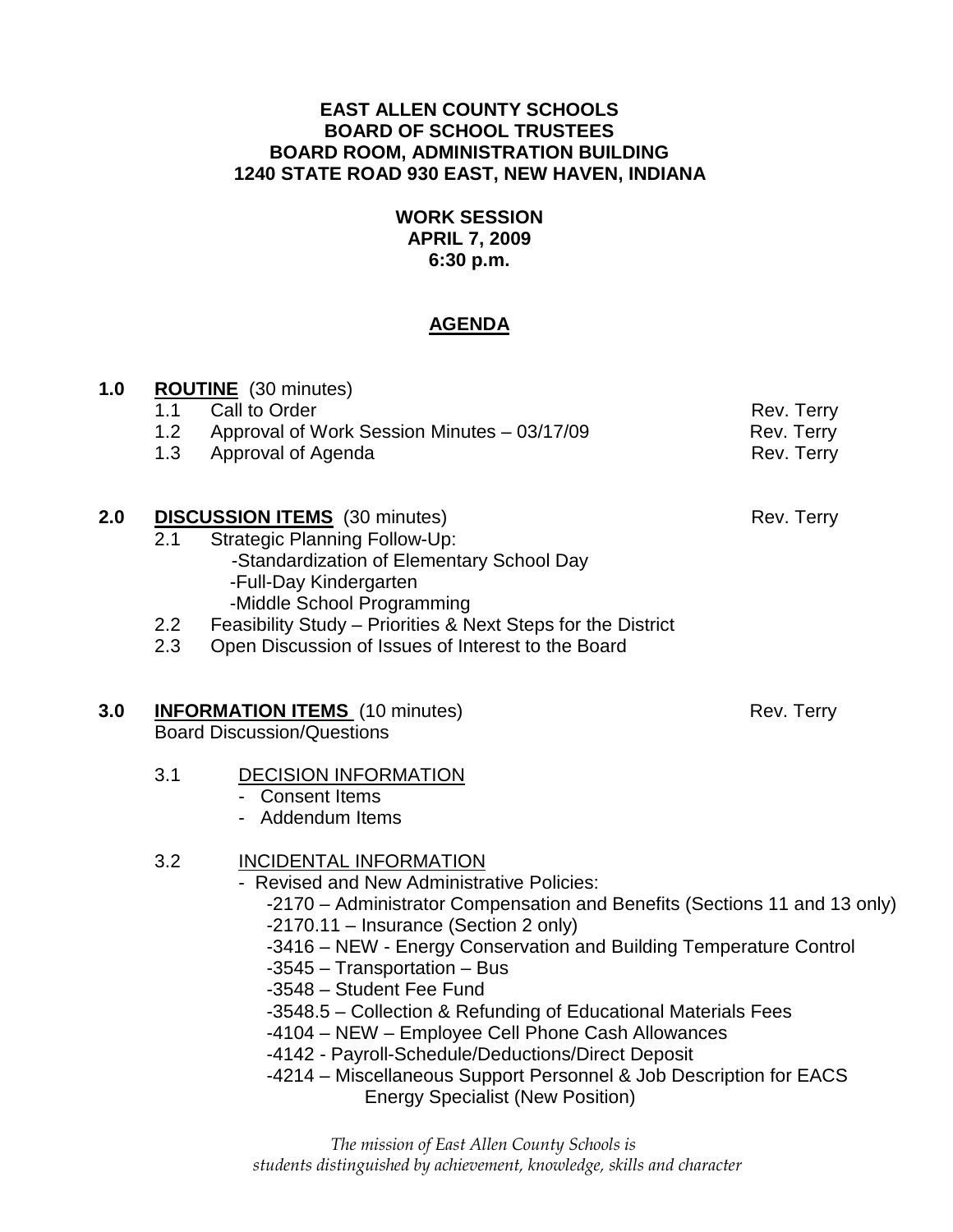**EAST ALLEN COUNTY SCHOOLS**
**BOARD OF SCHOOL TRUSTEES**
**BOARD ROOM, ADMINISTRATION BUILDING**
**1240 STATE ROAD 930 EAST, NEW HAVEN, INDIANA**

**WORK SESSION**
**APRIL 7, 2009**
**6:30 p.m.**

# AGENDA

**1.0 ROUTINE** (30 minutes)

- 1.1 Call to Order — Rev. Terry
- 1.2 Approval of Work Session Minutes – 03/17/09 — Rev. Terry
- 1.3 Approval of Agenda — Rev. Terry

**2.0 DISCUSSION ITEMS** (30 minutes) — Rev. Terry

- 2.1 Strategic Planning Follow-Up:
  - -Standardization of Elementary School Day
  - -Full-Day Kindergarten
  - -Middle School Programming
- 2.2 Feasibility Study – Priorities & Next Steps for the District
- 2.3 Open Discussion of Issues of Interest to the Board

**3.0 INFORMATION ITEMS** (10 minutes) — Rev. Terry

Board Discussion/Questions

- 3.1 DECISION INFORMATION
  - Consent Items
  - Addendum Items
- 3.2 INCIDENTAL INFORMATION
  - Revised and New Administrative Policies:
    - -2170 – Administrator Compensation and Benefits (Sections 11 and 13 only)
    - -2170.11 – Insurance (Section 2 only)
    - -3416 – NEW - Energy Conservation and Building Temperature Control
    - -3545 – Transportation – Bus
    - -3548 – Student Fee Fund
    - -3548.5 – Collection & Refunding of Educational Materials Fees
    - -4104 – NEW – Employee Cell Phone Cash Allowances
    - -4142 - Payroll-Schedule/Deductions/Direct Deposit
    - -4214 – Miscellaneous Support Personnel & Job Description for EACS Energy Specialist (New Position)

*The mission of East Allen County Schools is students distinguished by achievement, knowledge, skills and character*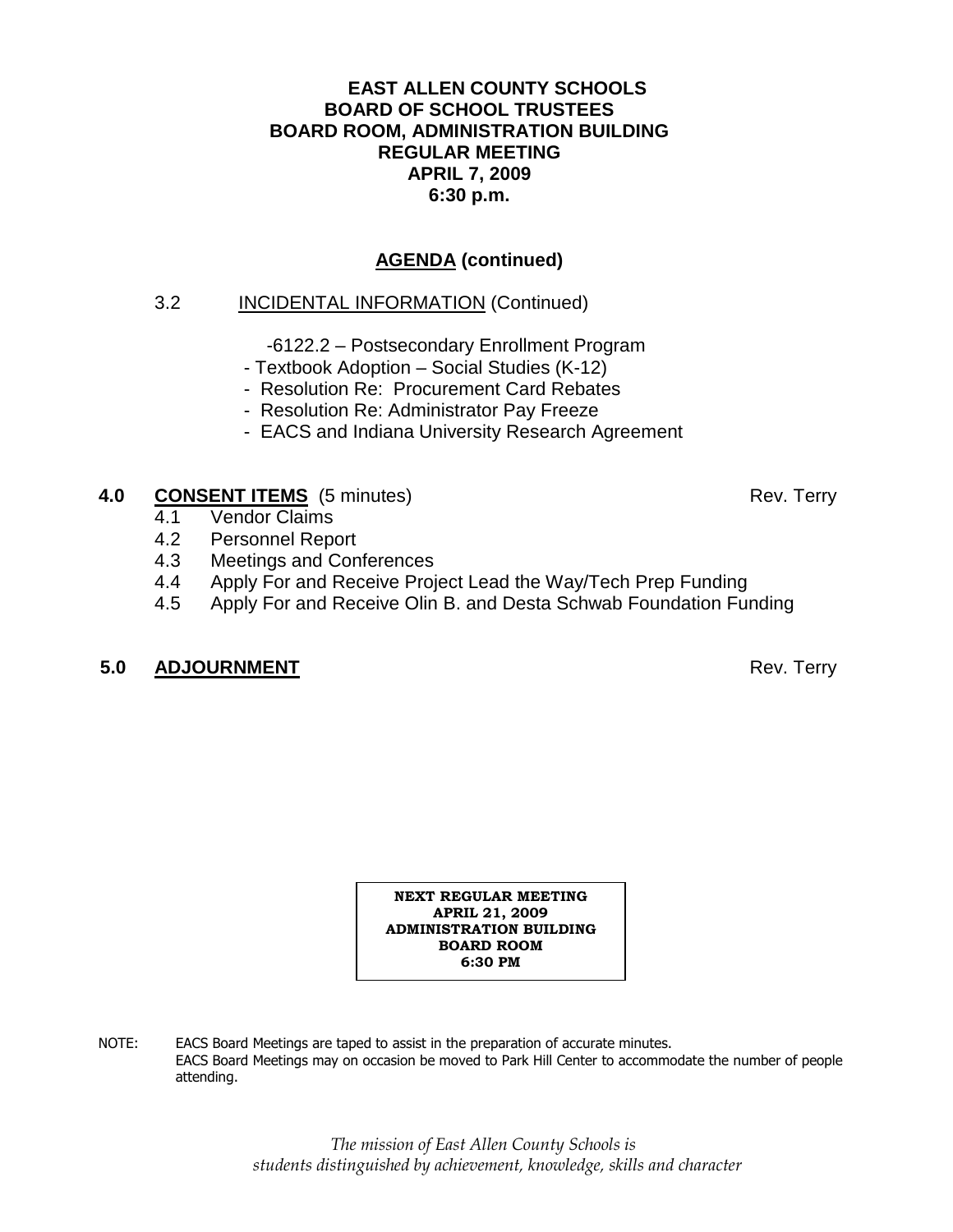**EAST ALLEN COUNTY SCHOOLS**
**BOARD OF SCHOOL TRUSTEES**
**BOARD ROOM, ADMINISTRATION BUILDING**
**REGULAR MEETING**
**APRIL 7, 2009**
**6:30 p.m.**

## AGENDA (continued)

3.2 INCIDENTAL INFORMATION (Continued)

- 6122.2 – Postsecondary Enrollment Program
- Textbook Adoption – Social Studies (K-12)
- Resolution Re: Procurement Card Rebates
- Resolution Re: Administrator Pay Freeze
- EACS and Indiana University Research Agreement

**4.0 CONSENT ITEMS** (5 minutes) Rev. Terry

4.1 Vendor Claims
4.2 Personnel Report
4.3 Meetings and Conferences
4.4 Apply For and Receive Project Lead the Way/Tech Prep Funding
4.5 Apply For and Receive Olin B. and Desta Schwab Foundation Funding

**5.0 ADJOURNMENT** Rev. Terry

**NEXT REGULAR MEETING**
**APRIL 21, 2009**
**ADMINISTRATION BUILDING**
**BOARD ROOM**
**6:30 PM**

NOTE: EACS Board Meetings are taped to assist in the preparation of accurate minutes.
EACS Board Meetings may on occasion be moved to Park Hill Center to accommodate the number of people attending.

*The mission of East Allen County Schools is students distinguished by achievement, knowledge, skills and character*